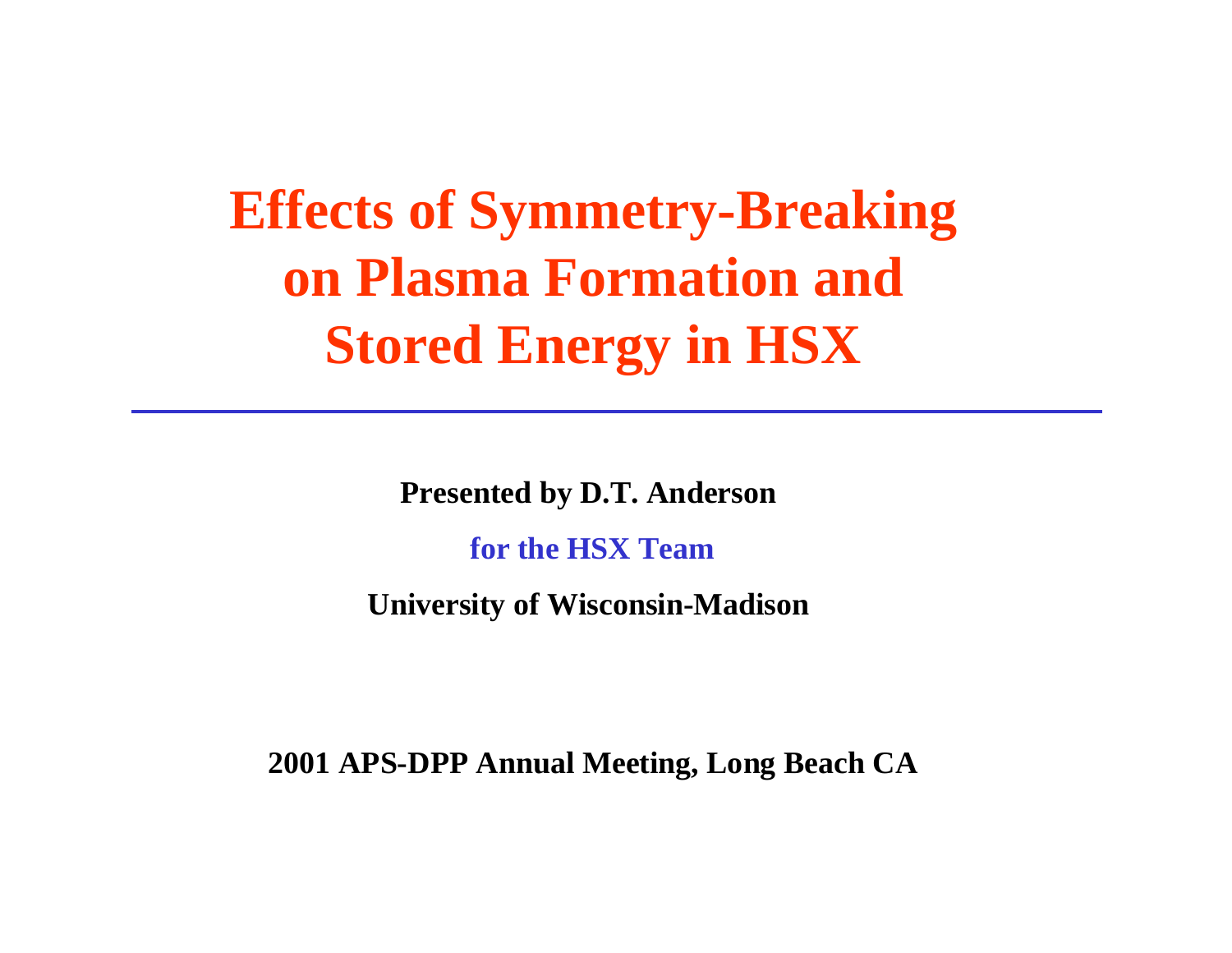# Effects of Symmetry-Breaking on Plasma Formation and Stored Energy in HSX

---

**Presented by D.T. Anderson**

**for the HSX Team**

**University of Wisconsin-Madison**

**2001 APS-DPP Annual Meeting, Long Beach CA**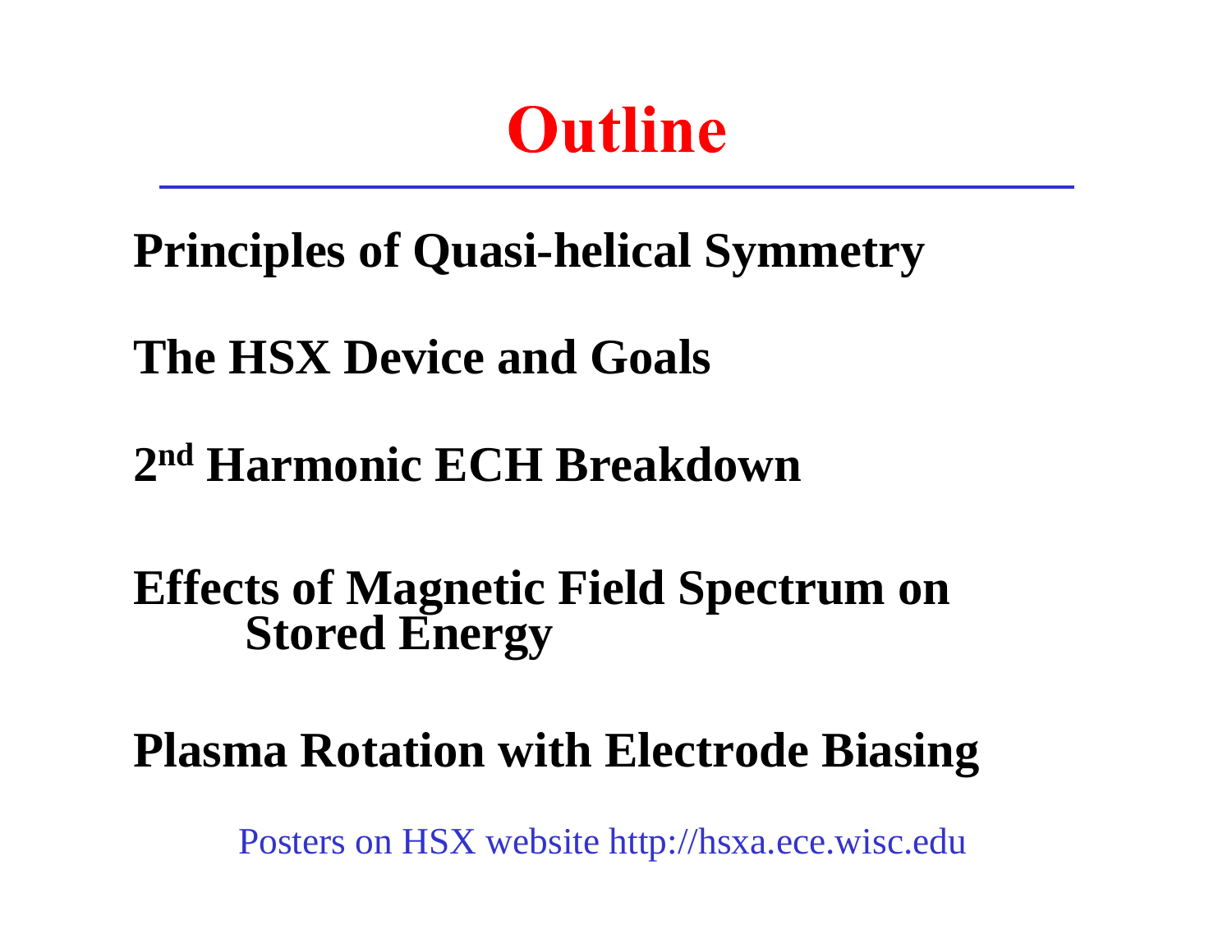# Outline

**Principles of Quasi-helical Symmetry**

**The HSX Device and Goals**

**2nd Harmonic ECH Breakdown**

**Effects of Magnetic Field Spectrum on Stored Energy**

**Plasma Rotation with Electrode Biasing**

Posters on HSX website http://hsxa.ece.wisc.edu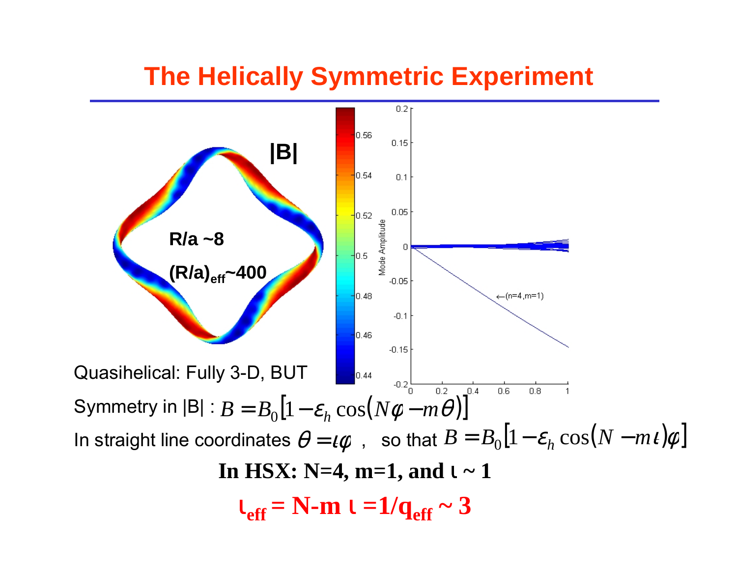# The Helically Symmetric Experiment

|B|

R/a ~8

$(R/a)_{eff}$~400

Quasihelical: Fully 3-D, BUT

Symmetry in |B| : $B = B_0[1 - \varepsilon_h \cos(N\varphi - m\theta)]$

In straight line coordinates $\theta = \iota\varphi$ , so that $B = B_0[1 - \varepsilon_h \cos(N - m\iota)\varphi]$

**In HSX: N=4, m=1, and $\iota$ ~ 1**

**$\iota_{eff}$ = N-m $\iota$ =1/$q_{eff}$ ~ 3**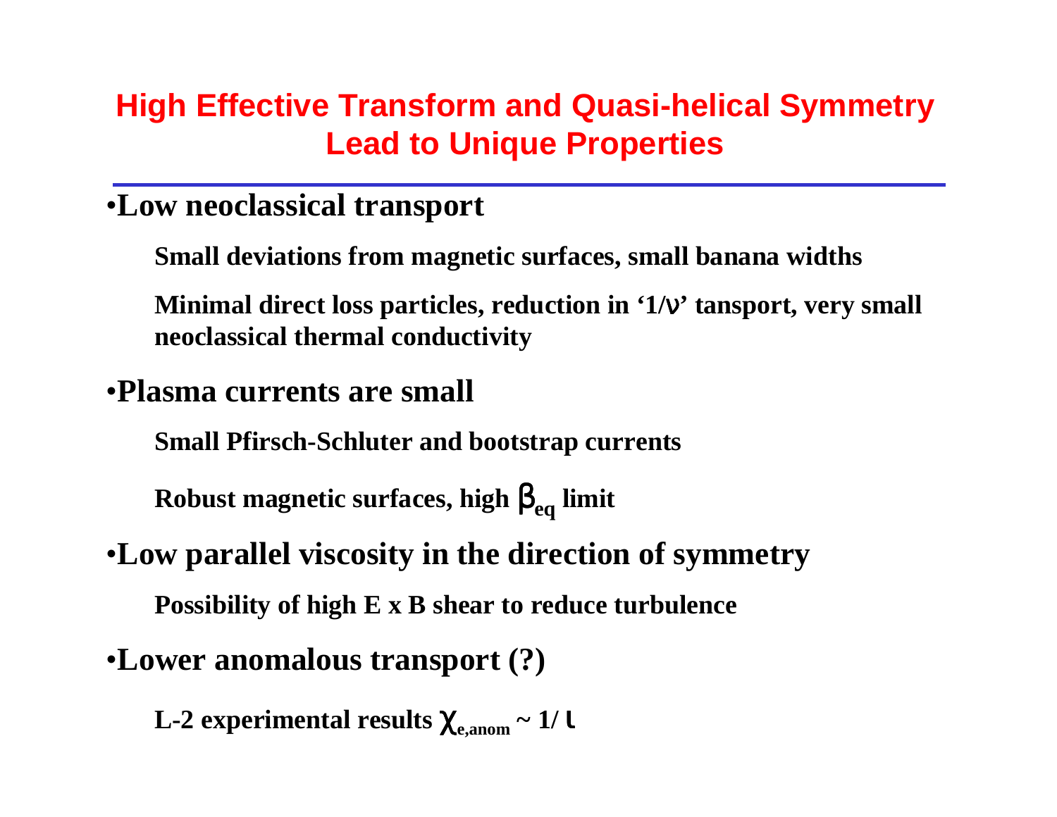# High Effective Transform and Quasi-helical Symmetry Lead to Unique Properties

- **Low neoclassical transport**

  **Small deviations from magnetic surfaces, small banana widths**

  **Minimal direct loss particles, reduction in '1/$\nu$' tansport, very small neoclassical thermal conductivity**

- **Plasma currents are small**

  **Small Pfirsch-Schluter and bootstrap currents**

  **Robust magnetic surfaces, high $\beta_{eq}$ limit**

- **Low parallel viscosity in the direction of symmetry**

  **Possibility of high E x B shear to reduce turbulence**

- **Lower anomalous transport (?)**

  **L-2 experimental results $\chi_{e,anom} \sim 1/\iota$**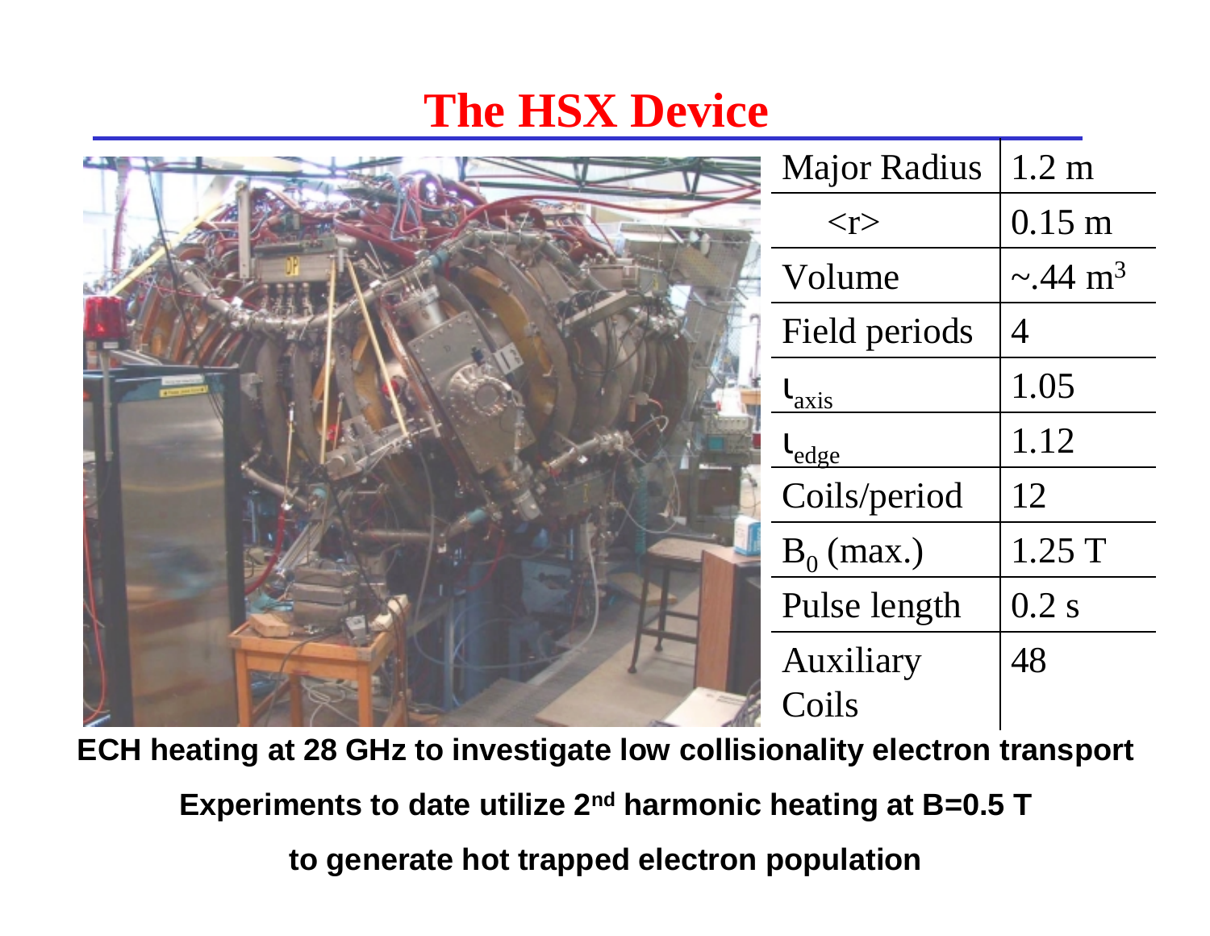# The HSX Device

| Major Radius | 1.2 m |
| --- | --- |
| <r> | 0.15 m |
| Volume | ~.44 $m^3$ |
| Field periods | 4 |
| $\iota_{axis}$ | 1.05 |
| $\iota_{edge}$ | 1.12 |
| Coils/period | 12 |
| $B_0$ (max.) | 1.25 T |
| Pulse length | 0.2 s |
| Auxiliary Coils | 48 |

**ECH heating at 28 GHz to investigate low collisionality electron transport**

**Experiments to date utilize 2nd harmonic heating at B=0.5 T**

**to generate hot trapped electron population**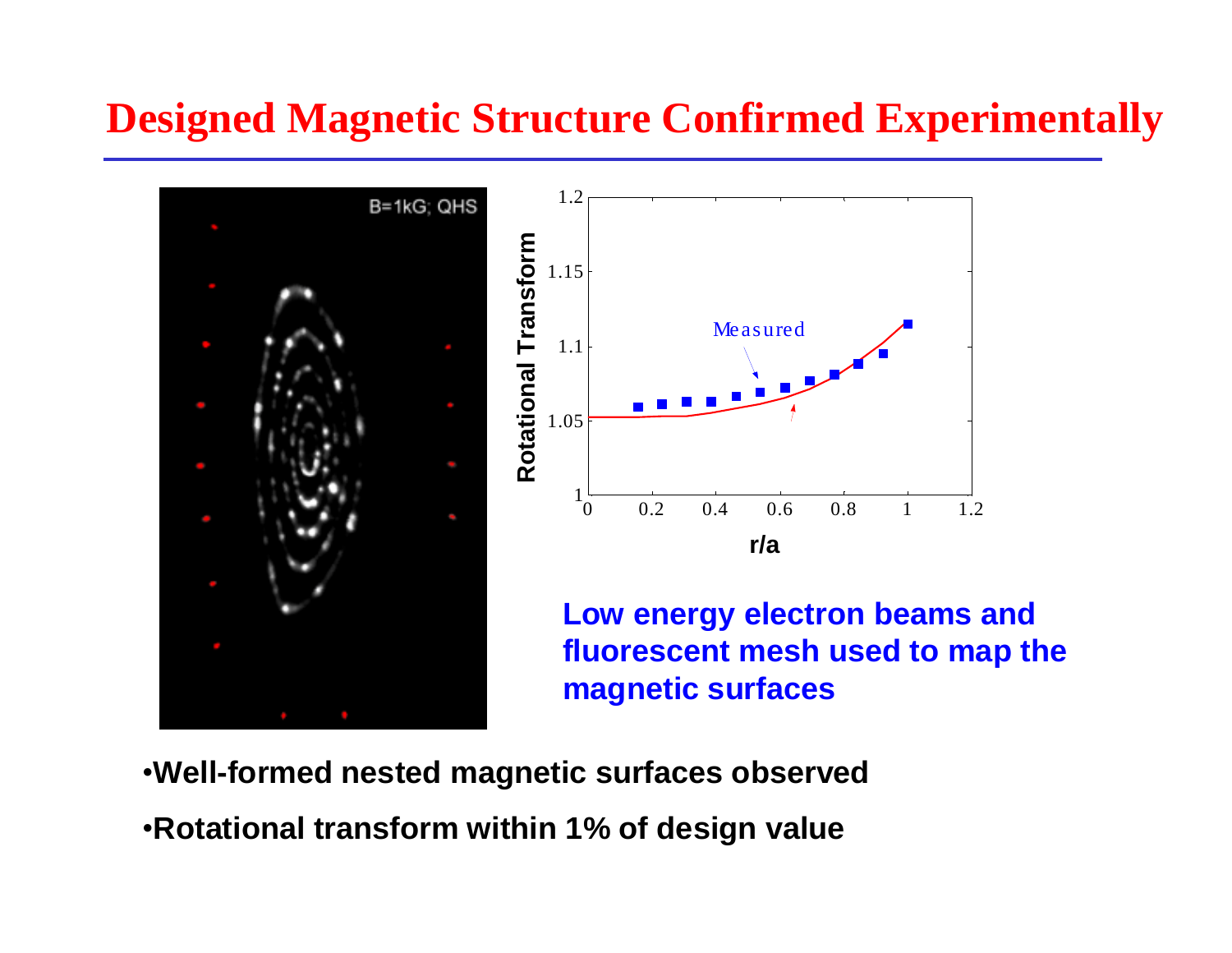# Designed Magnetic Structure Confirmed Experimentally

Low energy electron beams and fluorescent mesh used to map the magnetic surfaces

- Well-formed nested magnetic surfaces observed
- Rotational transform within 1% of design value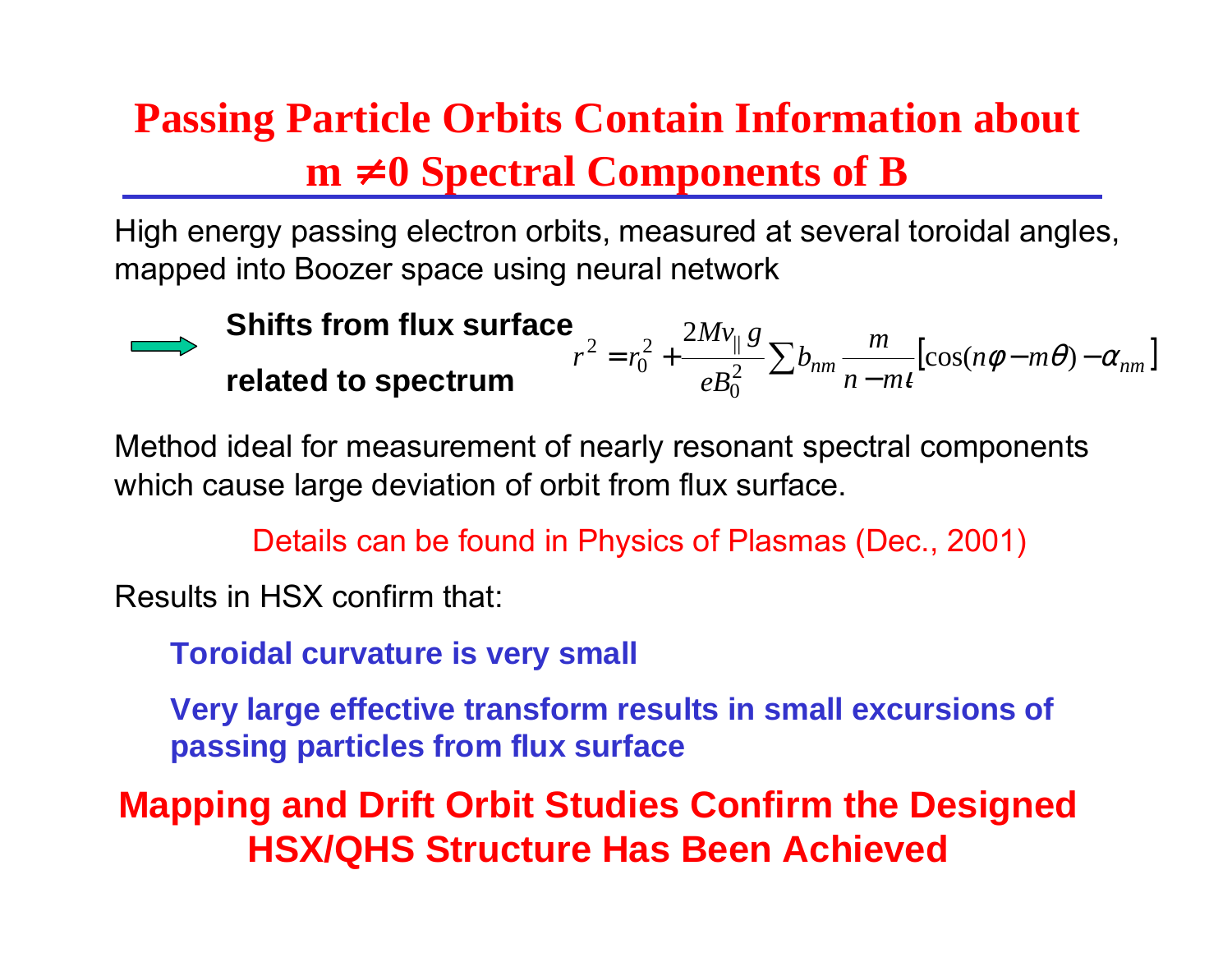# Passing Particle Orbits Contain Information about $m \neq 0$ Spectral Components of B

High energy passing electron orbits, measured at several toroidal angles, mapped into Boozer space using neural network

⟹ **Shifts from flux surface related to spectrum**

$$r^2 = r_0^2 + \frac{2Mv_{\parallel} g}{eB_0^2} \sum b_{nm} \frac{m}{n - m\iota} \left[ \cos(n\varphi - m\theta) - \alpha_{nm} \right]$$

Method ideal for measurement of nearly resonant spectral components which cause large deviation of orbit from flux surface.

Details can be found in Physics of Plasmas (Dec., 2001)

Results in HSX confirm that:

- **Toroidal curvature is very small**
- **Very large effective transform results in small excursions of passing particles from flux surface**

**Mapping and Drift Orbit Studies Confirm the Designed HSX/QHS Structure Has Been Achieved**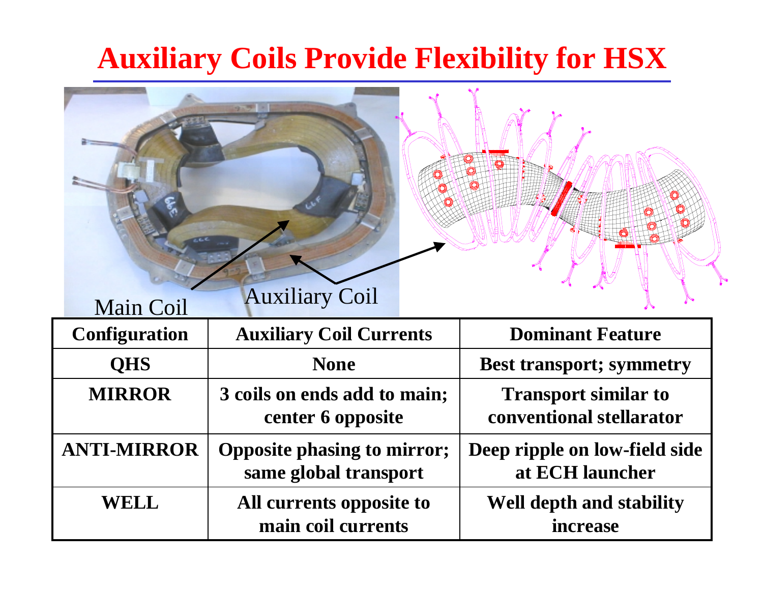# Auxiliary Coils Provide Flexibility for HSX

Main Coil

Auxiliary Coil

| Configuration | Auxiliary Coil Currents | Dominant Feature |
|---|---|---|
| QHS | None | Best transport; symmetry |
| MIRROR | 3 coils on ends add to main; center 6 opposite | Transport similar to conventional stellarator |
| ANTI-MIRROR | Opposite phasing to mirror; same global transport | Deep ripple on low-field side at ECH launcher |
| WELL | All currents opposite to main coil currents | Well depth and stability increase |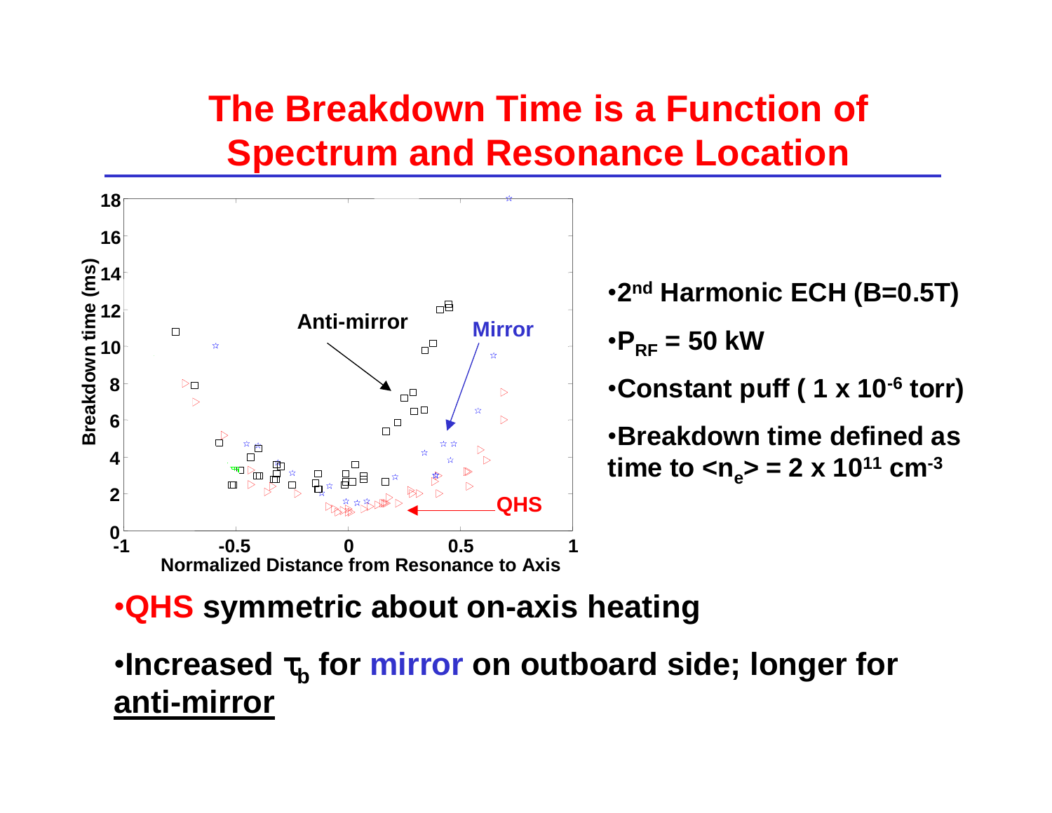# The Breakdown Time is a Function of Spectrum and Resonance Location

- $2^{nd}$ Harmonic ECH (B=0.5T)
- $P_{RF}$ = 50 kW
- Constant puff ( $1 \times 10^{-6}$ torr)
- Breakdown time defined as time to $\langle n_e \rangle = 2 \times 10^{11}$ $cm^{-3}$

- **QHS symmetric about on-axis heating**
- **Increased $\tau_b$ for mirror on outboard side; longer for anti-mirror**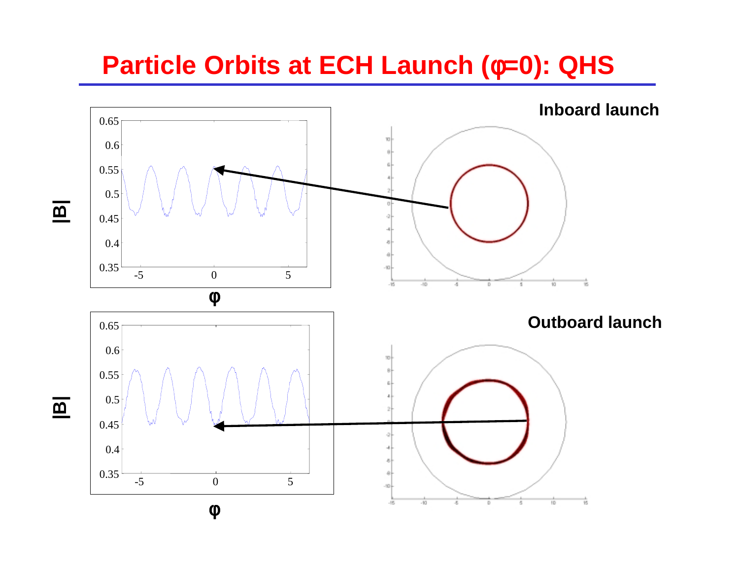# Particle Orbits at ECH Launch ($\varphi$=0): QHS

**Inboard launch**

**Outboard launch**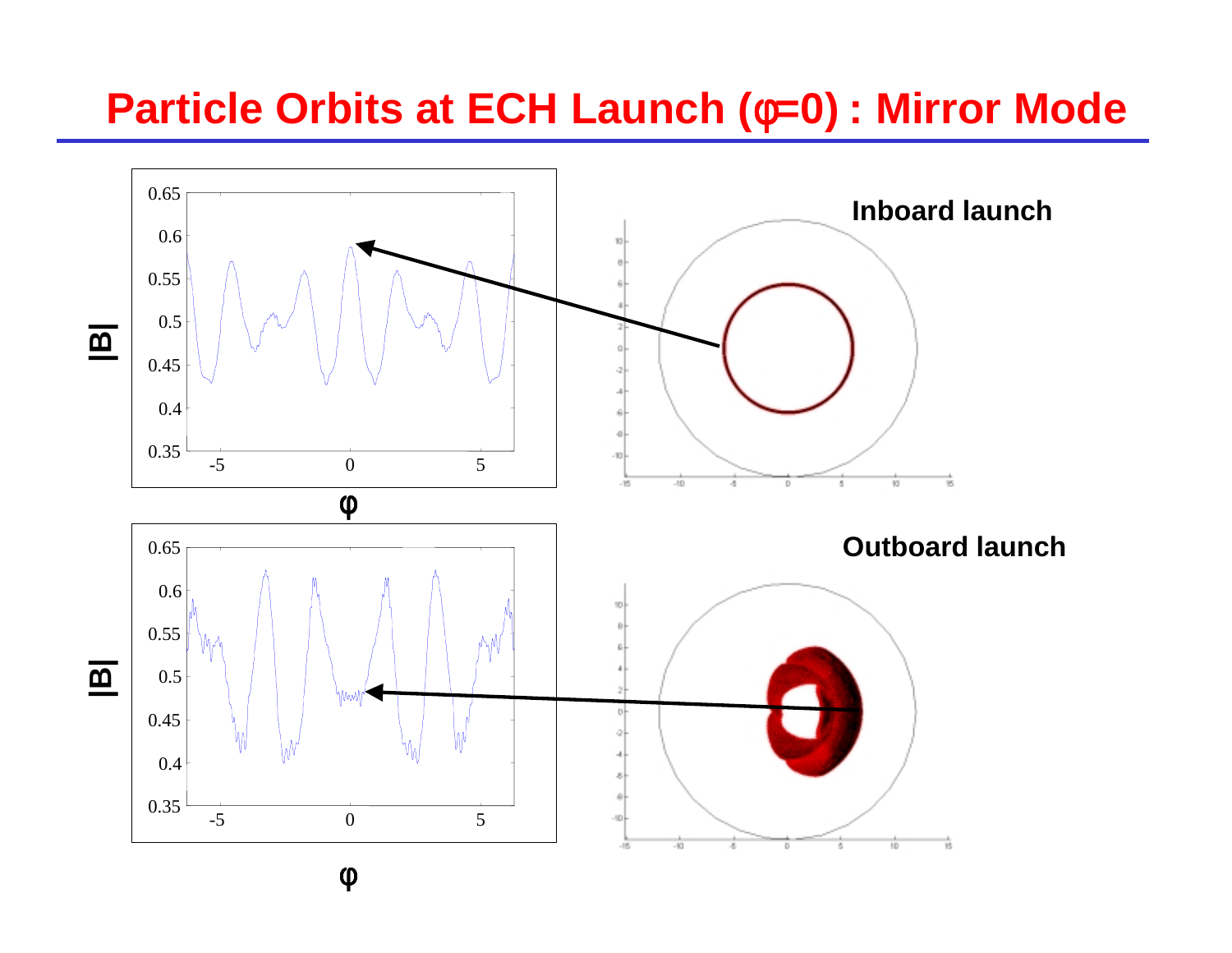# Particle Orbits at ECH Launch ($\varphi$=0) : Mirror Mode

Inboard launch

Outboard launch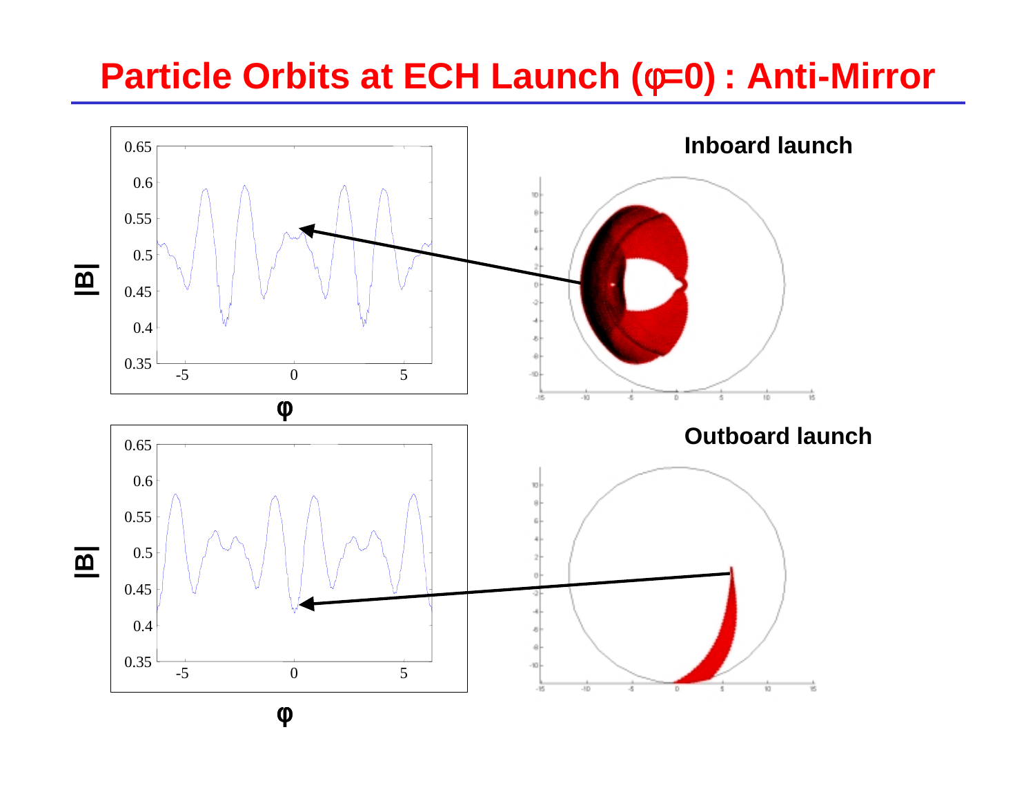# Particle Orbits at ECH Launch ($\varphi$=0) : Anti-Mirror

**Inboard launch**

**Outboard launch**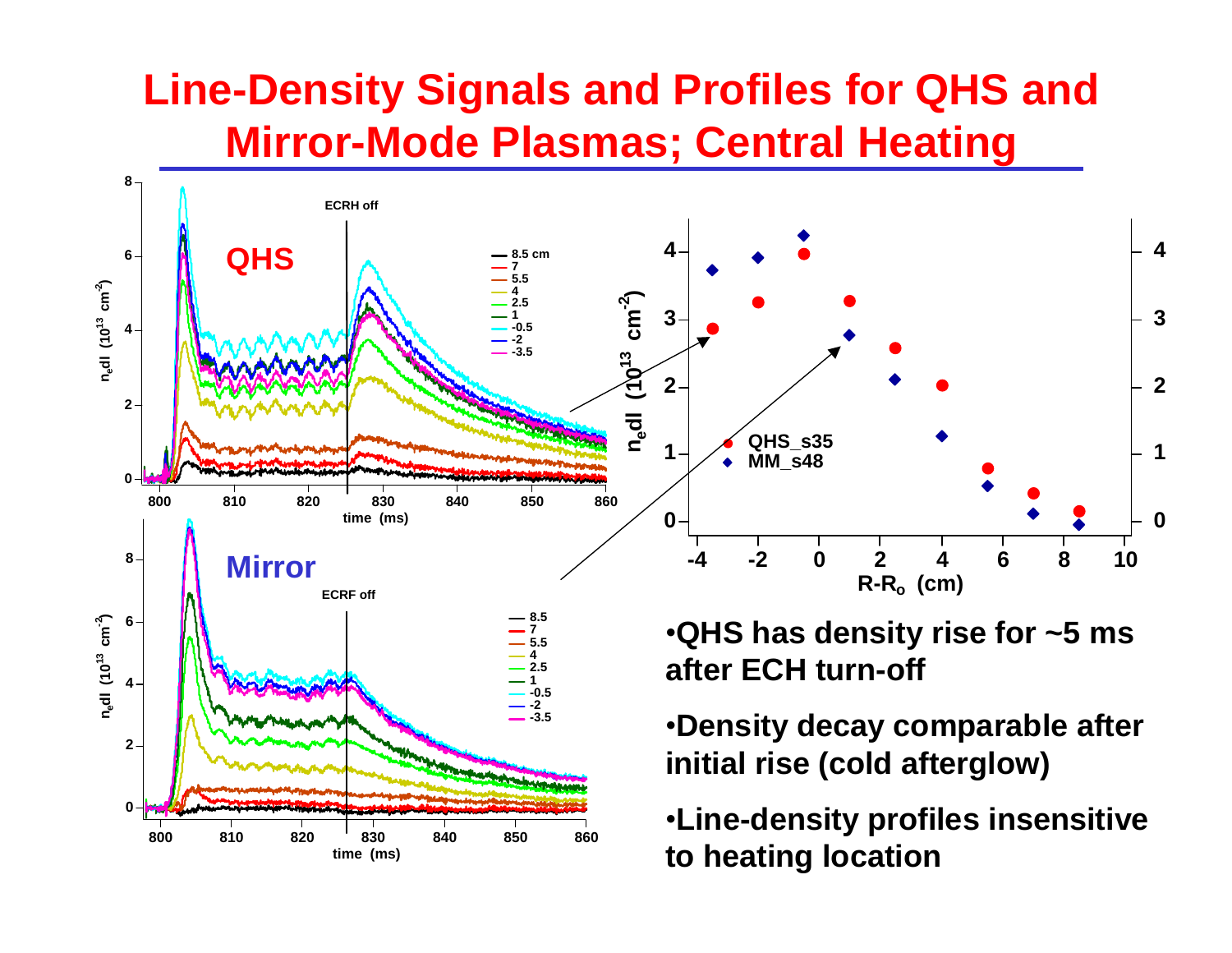# Line-Density Signals and Profiles for QHS and Mirror-Mode Plasmas; Central Heating

- QHS has density rise for ~5 ms after ECH turn-off
- Density decay comparable after initial rise (cold afterglow)
- Line-density profiles insensitive to heating location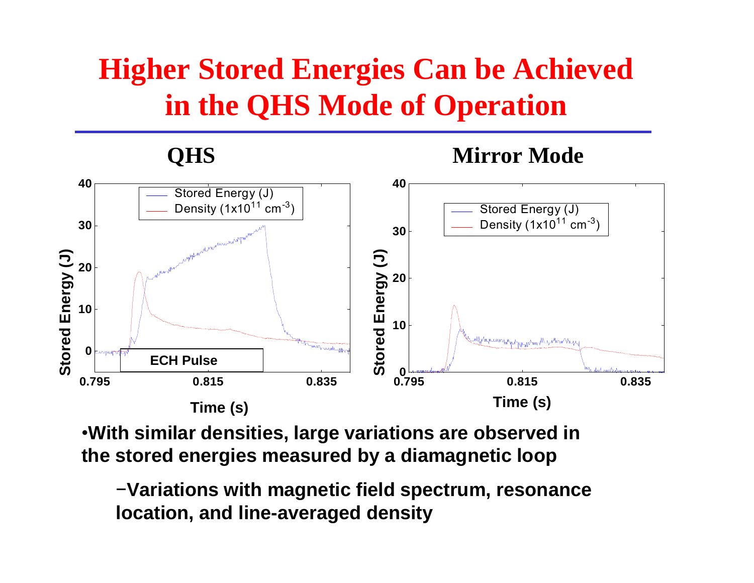# Higher Stored Energies Can be Achieved in the QHS Mode of Operation

**QHS** | **Mirror Mode**

- **With similar densities, large variations are observed in the stored energies measured by a diamagnetic loop**
  - **Variations with magnetic field spectrum, resonance location, and line-averaged density**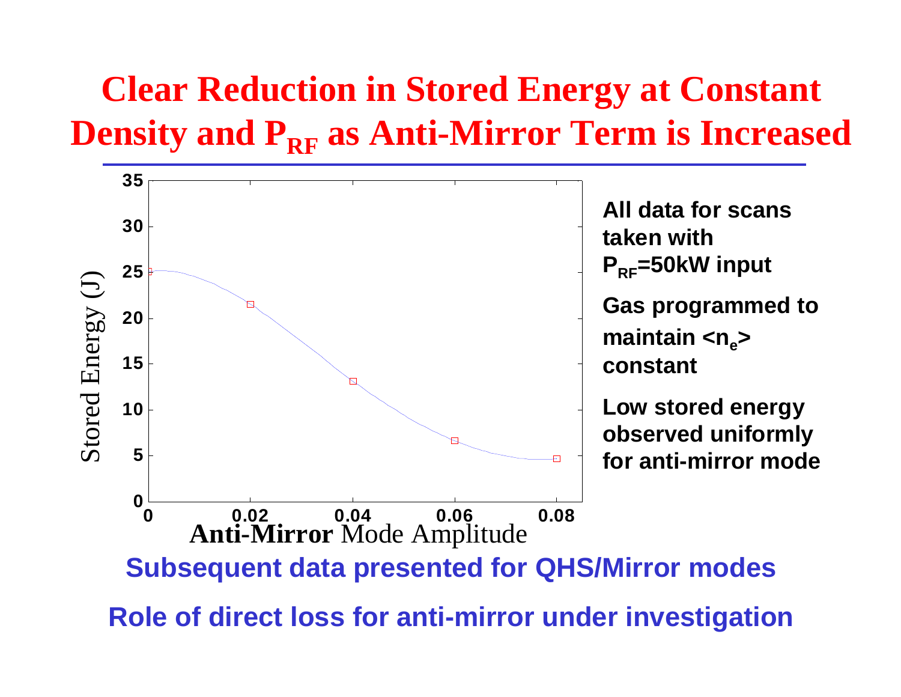# Clear Reduction in Stored Energy at Constant Density and $P_{RF}$ as Anti-Mirror Term is Increased

- All data for scans taken with $P_{RF}$=50kW input
- Gas programmed to maintain $\langle n_e \rangle$ constant
- Low stored energy observed uniformly for anti-mirror mode

**Subsequent data presented for QHS/Mirror modes**

**Role of direct loss for anti-mirror under investigation**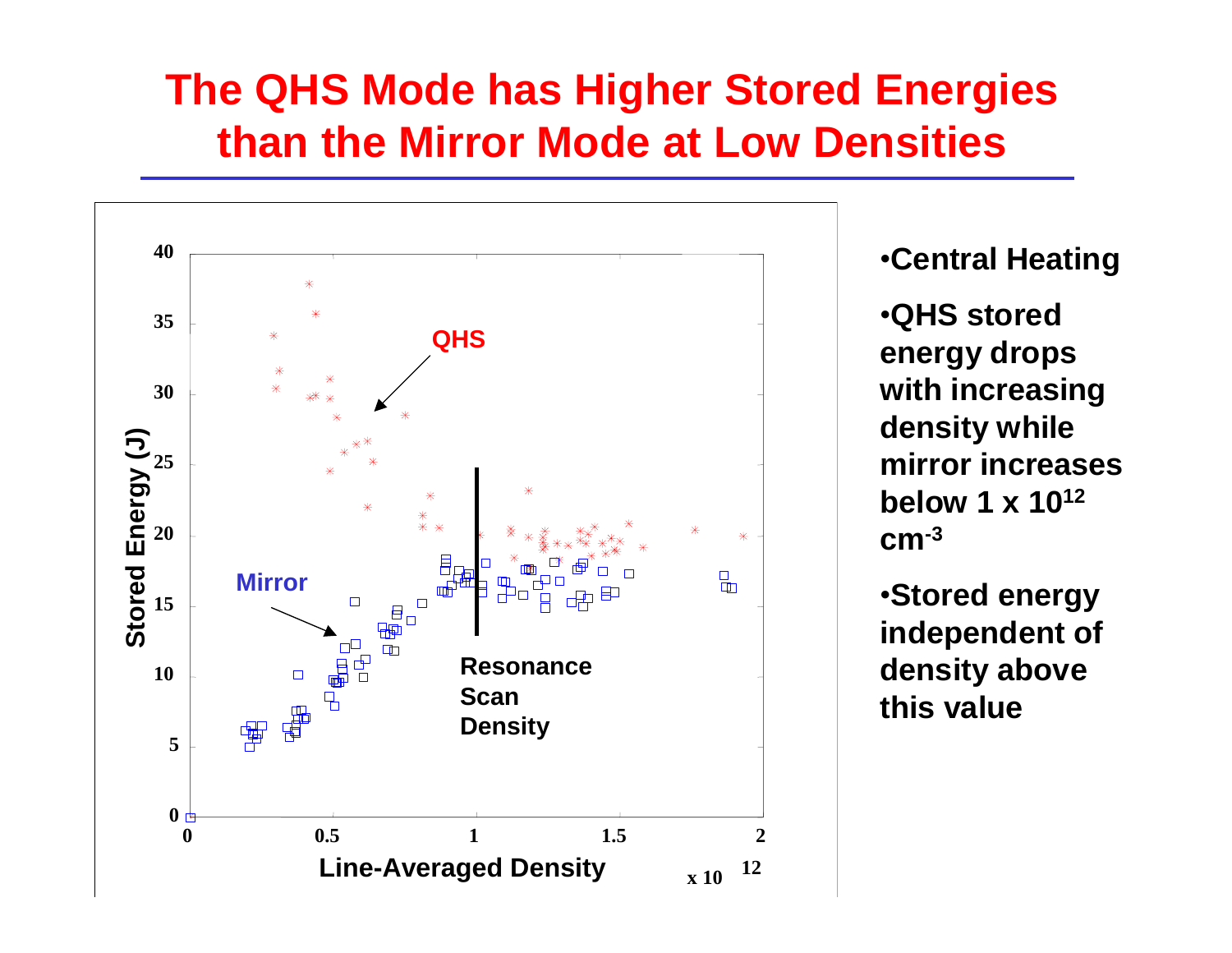# The QHS Mode has Higher Stored Energies than the Mirror Mode at Low Densities

- Central Heating
- QHS stored energy drops with increasing density while mirror increases below $1 \times 10^{12}$ $cm^{-3}$
- Stored energy independent of density above this value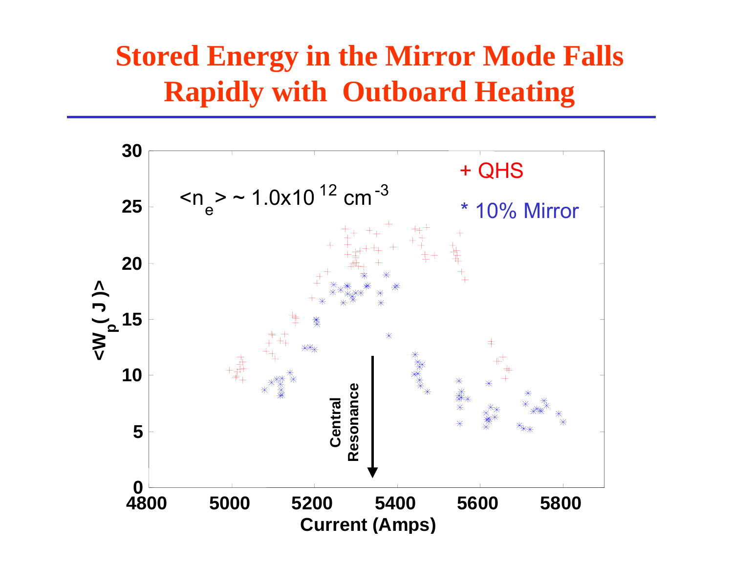# Stored Energy in the Mirror Mode Falls Rapidly with Outboard Heating

$\langle n_e \rangle \sim 1.0\times10^{12}\ cm^{-3}$

+ QHS

* 10% Mirror

Central Resonance

$\langle W_p (J) \rangle$

Current (Amps)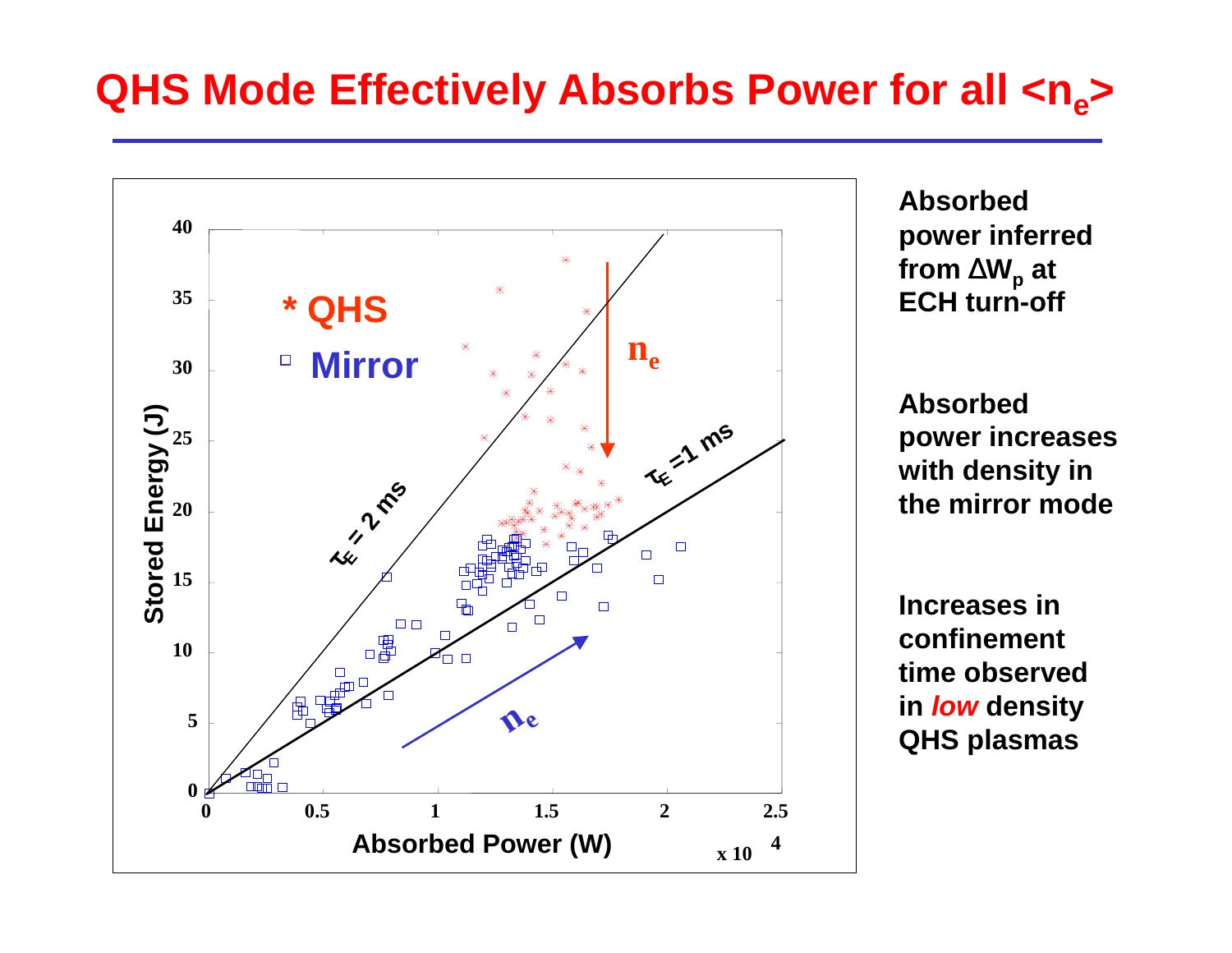# QHS Mode Effectively Absorbs Power for all $\langle n_e \rangle$

Absorbed power inferred from $\Delta W_p$ at ECH turn-off

Absorbed power increases with density in the mirror mode

Increases in confinement time observed in *low* density QHS plasmas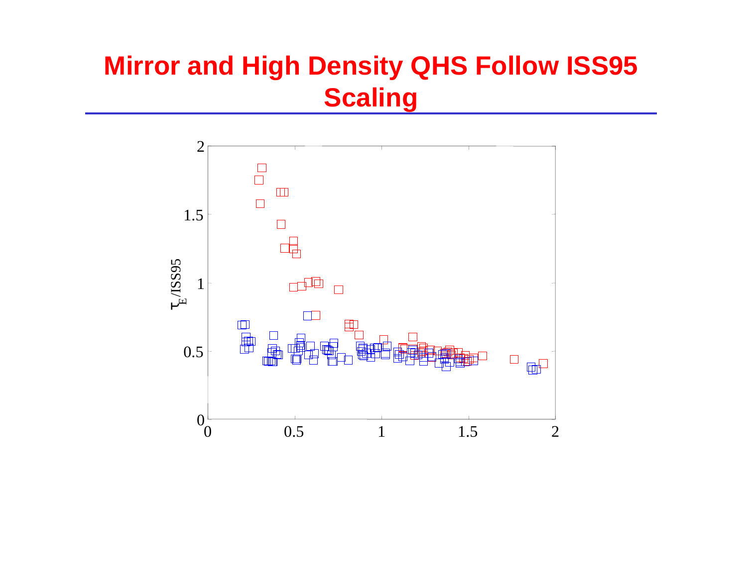# Mirror and High Density QHS Follow ISS95 Scaling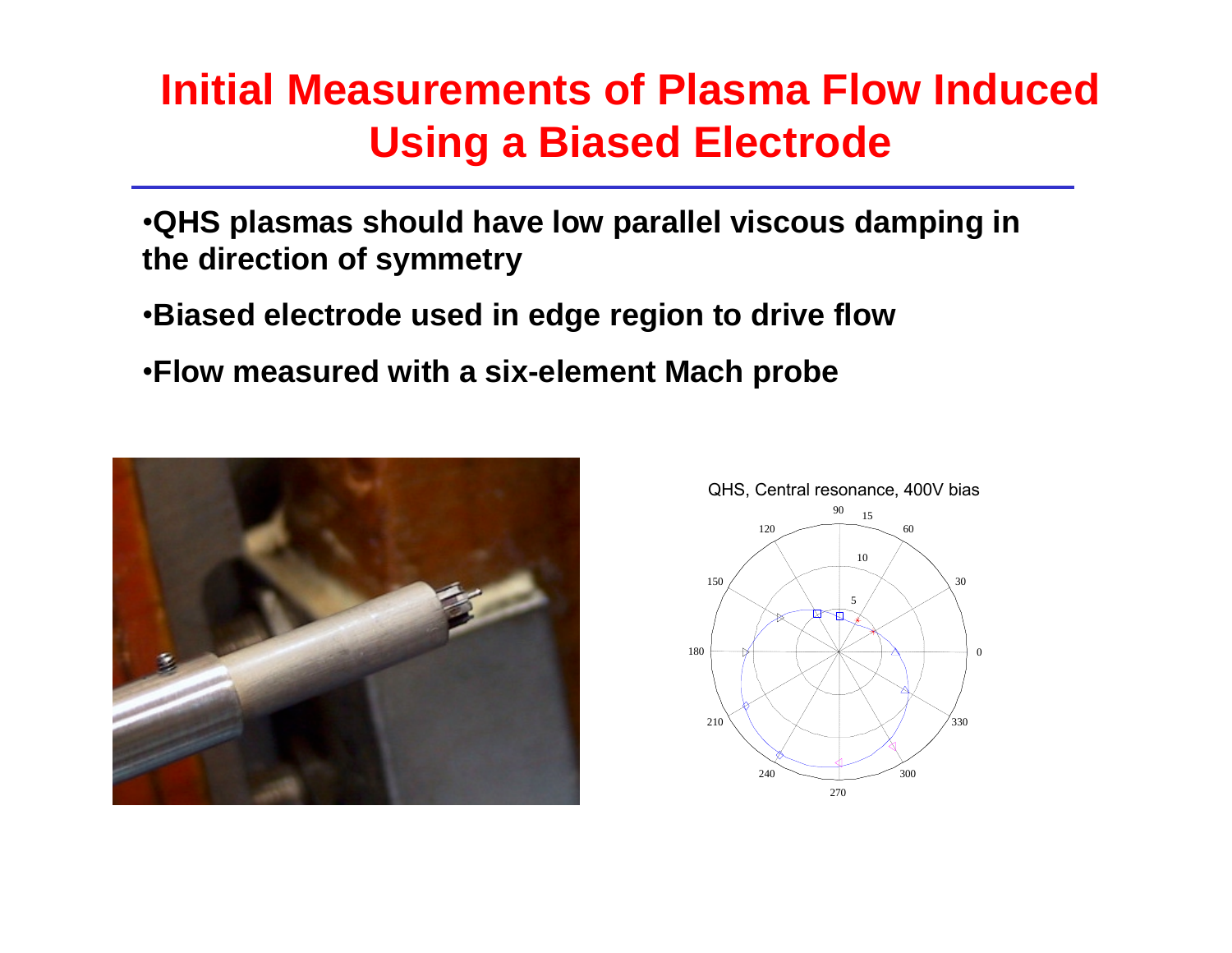# Initial Measurements of Plasma Flow Induced Using a Biased Electrode

- **QHS plasmas should have low parallel viscous damping in the direction of symmetry**
- **Biased electrode used in edge region to drive flow**
- **Flow measured with a six-element Mach probe**

QHS, Central resonance, 400V bias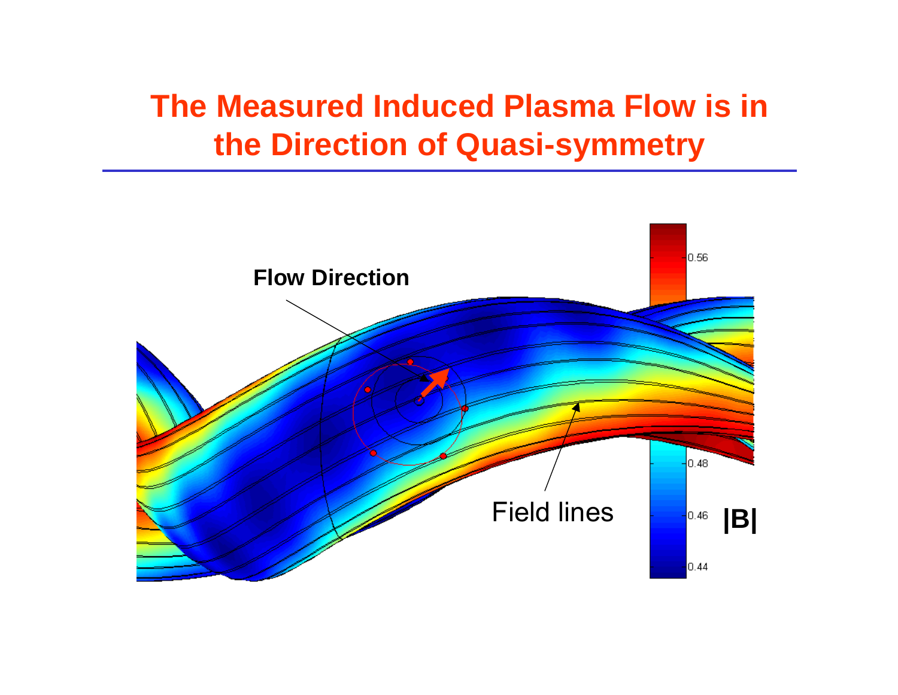# The Measured Induced Plasma Flow is in the Direction of Quasi-symmetry

Flow Direction

Field lines

|B|

0.56

0.48

0.46

0.44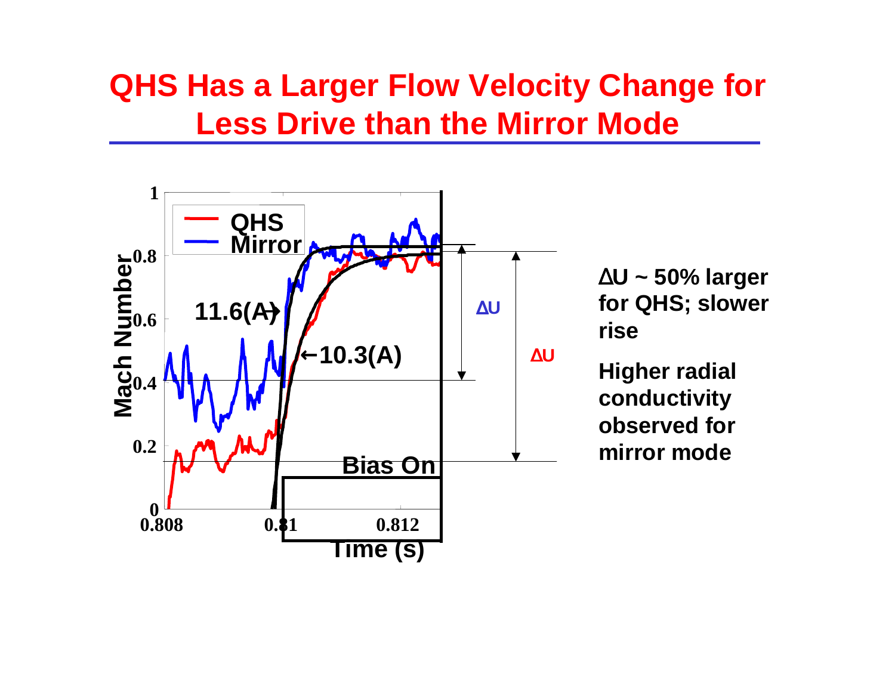# QHS Has a Larger Flow Velocity Change for Less Drive than the Mirror Mode

$\Delta$U ~ 50% larger for QHS; slower rise

Higher radial conductivity observed for mirror mode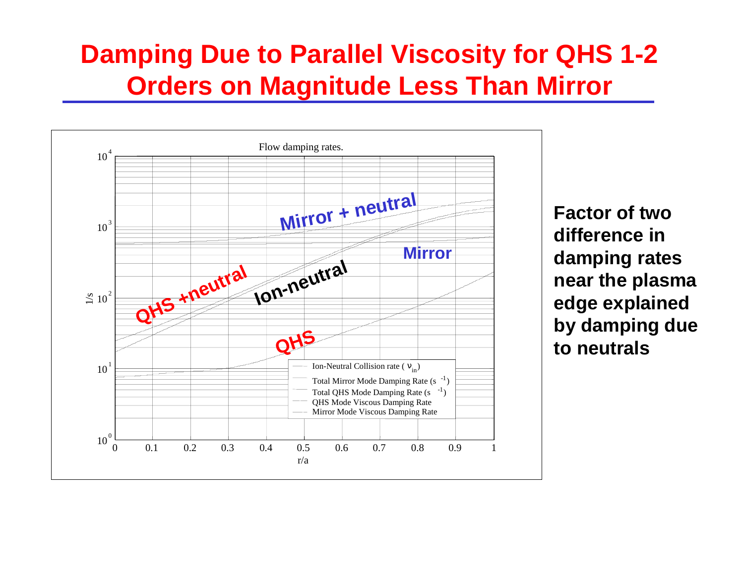# Damping Due to Parallel Viscosity for QHS 1-2 Orders on Magnitude Less Than Mirror

Flow damping rates.

Legend:
- Ion-Neutral Collision rate ( $\nu_{in}$)
- Total Mirror Mode Damping Rate ($s^{-1}$)
- Total QHS Mode Damping Rate ($s^{-1}$)
- QHS Mode Viscous Damping Rate
- Mirror Mode Viscous Damping Rate

Curve labels: Mirror + neutral, Mirror, Ion-neutral, QHS +neutral, QHS

Axes: 1/s ($10^0$ – $10^4$) vs. r/a (0 – 1)

**Factor of two difference in damping rates near the plasma edge explained by damping due to neutrals**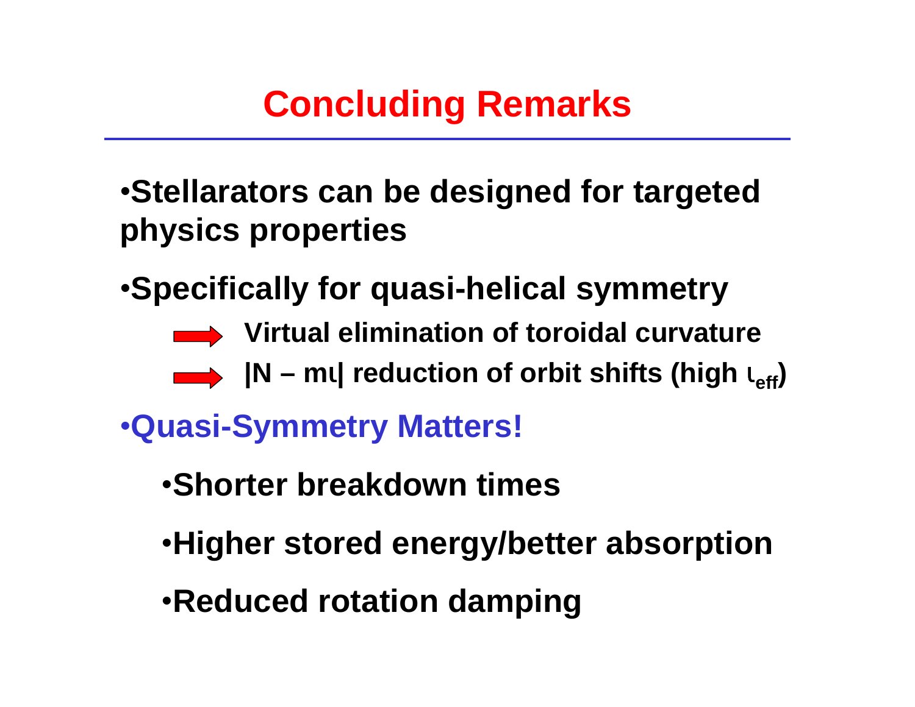# Concluding Remarks

- Stellarators can be designed for targeted physics properties
- Specifically for quasi-helical symmetry
  - ➡ Virtual elimination of toroidal curvature
  - ➡ $|N - m\iota|$ reduction of orbit shifts (high $\iota_{eff}$)
- Quasi-Symmetry Matters!
  - Shorter breakdown times
  - Higher stored energy/better absorption
  - Reduced rotation damping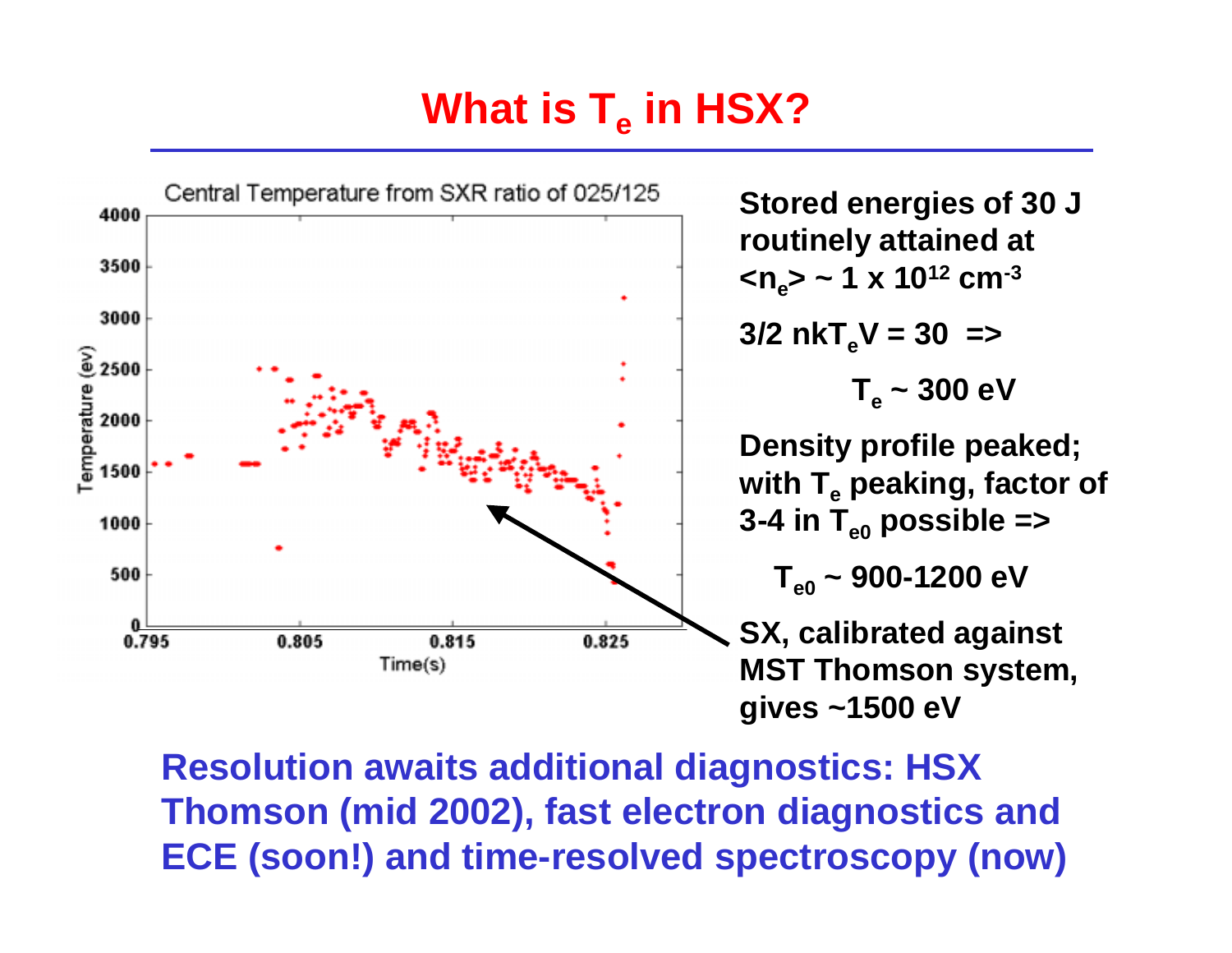# What is $T_e$ in HSX?

Central Temperature from SXR ratio of 025/125

Temperature (ev)

4000
3500
3000
2500
2000
1500
1000
500
0

0.795
0.805
0.815
0.825

Time(s)

**Stored energies of 30 J routinely attained at $<n_e> \sim 1 \times 10^{12}\ cm^{-3}$**

**$3/2\ nkT_eV = 30$ =>**

**$T_e \sim 300$ eV**

**Density profile peaked; with $T_e$ peaking, factor of 3-4 in $T_{e0}$ possible =>**

**$T_{e0} \sim 900\text{-}1200$ eV**

**SX, calibrated against MST Thomson system, gives ~1500 eV**

**Resolution awaits additional diagnostics: HSX Thomson (mid 2002), fast electron diagnostics and ECE (soon!) and time-resolved spectroscopy (now)**